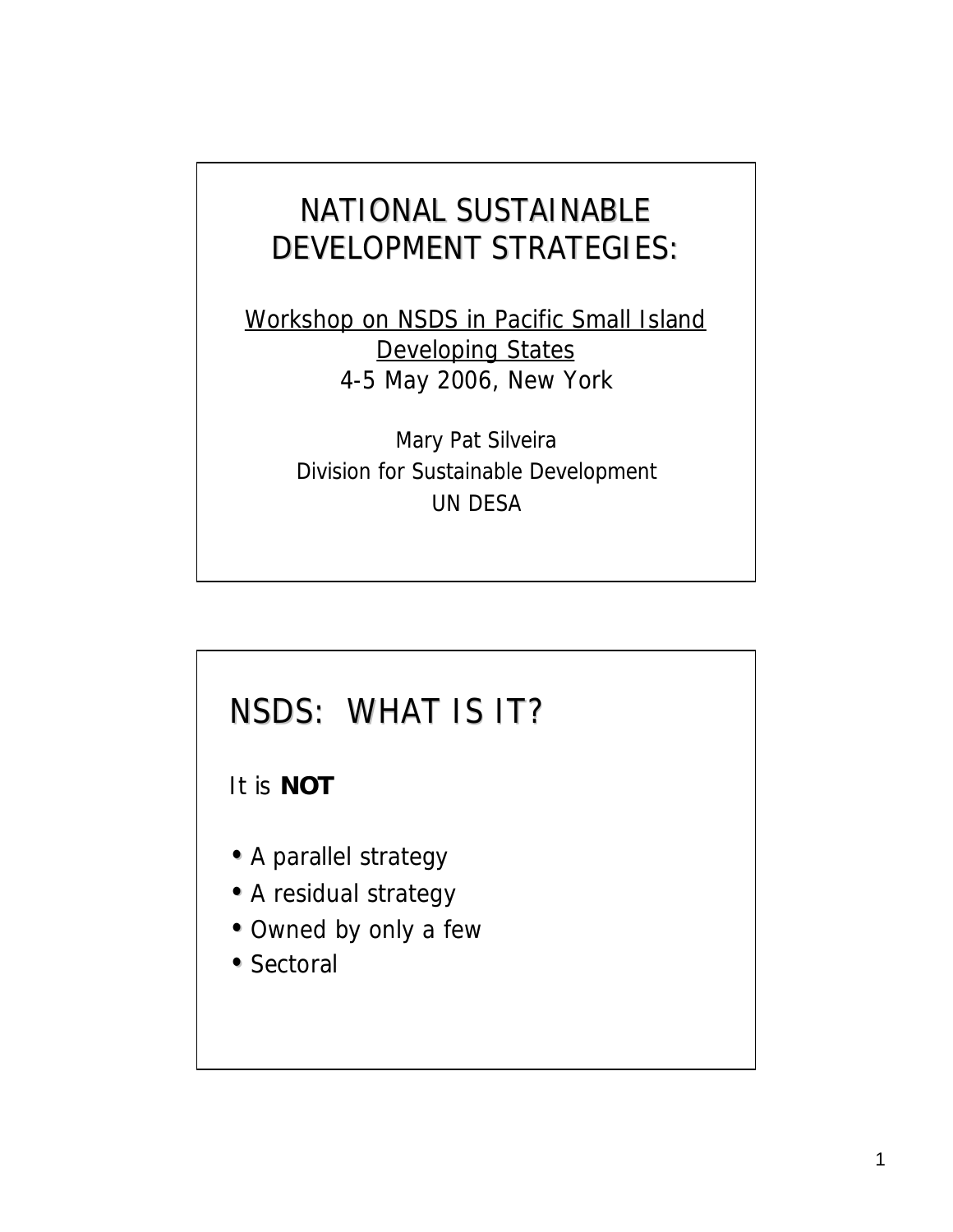# NATIONAL SUSTAINABLE DEVELOPMENT STRATEGIES:

Workshop on NSDS in Pacific Small Island Developing States

4-5 May 2006, New York

Mary Pat Silveira

Division for Sustainable Development

UN DESA

# NSDS: WHAT IS IT?

It is **NOT**

- A parallel strategy
- A residual strategy
- Owned by only a few
- Sectoral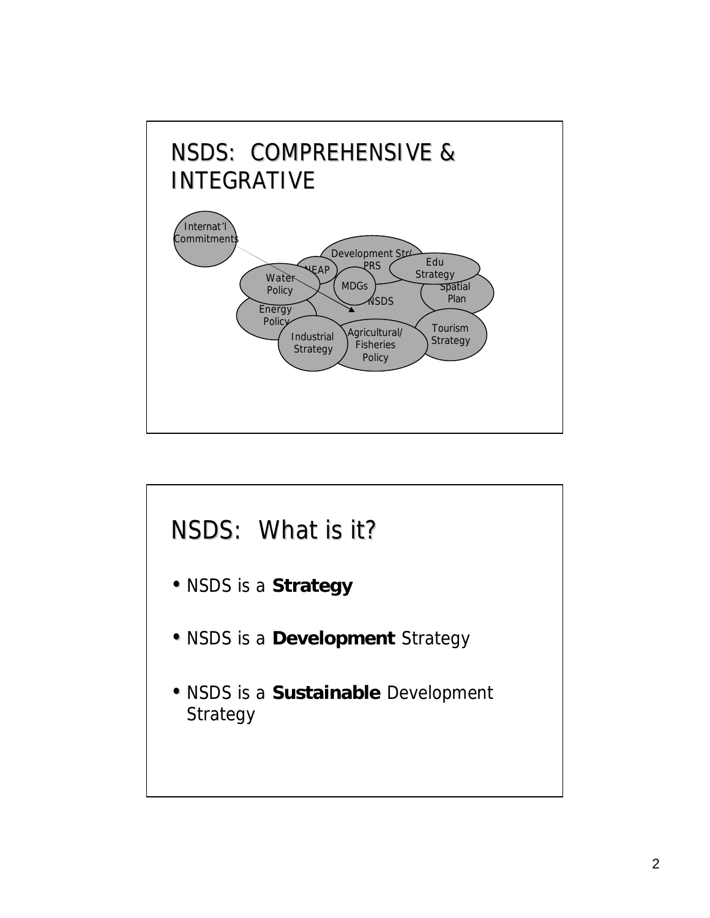# NSDS: COMPREHENSIVE & INTEGRATIVE

Internat'l Commitments

Development Str/ PRS

NEAP

Edu Strategy

Water Policy

MDGs

Spatial Plan

NSDS

Energy Policy

Industrial Strategy

Agricultural/ Fisheries Policy

Tourism Strategy

# NSDS: What is it?

- NSDS is a **Strategy**
- NSDS is a **Development** Strategy
- NSDS is a **Sustainable** Development Strategy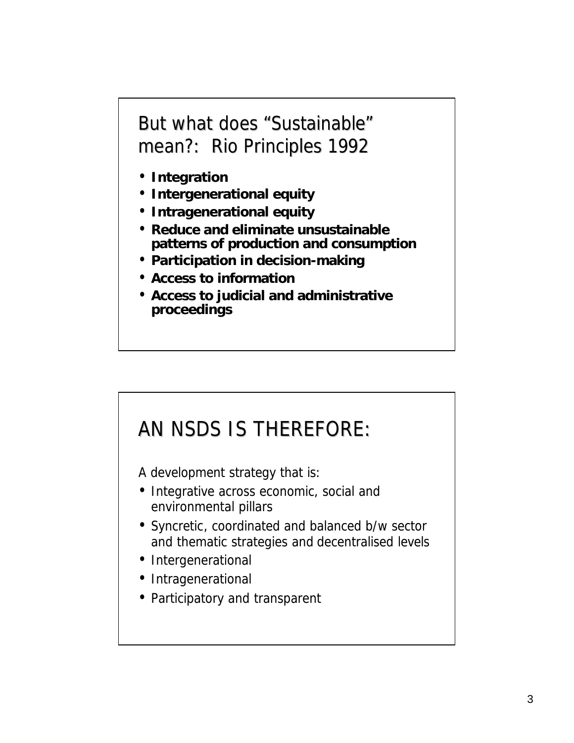## But what does "Sustainable" mean?: Rio Principles 1992

- **Integration**
- **Intergenerational equity**
- **Intragenerational equity**
- **Reduce and eliminate unsustainable patterns of production and consumption**
- **Participation in decision-making**
- **Access to information**
- **Access to judicial and administrative proceedings**

## AN NSDS IS THEREFORE:

A development strategy that is:

- Integrative across economic, social and environmental pillars
- Syncretic, coordinated and balanced b/w sector and thematic strategies and decentralised levels
- Intergenerational
- Intragenerational
- Participatory and transparent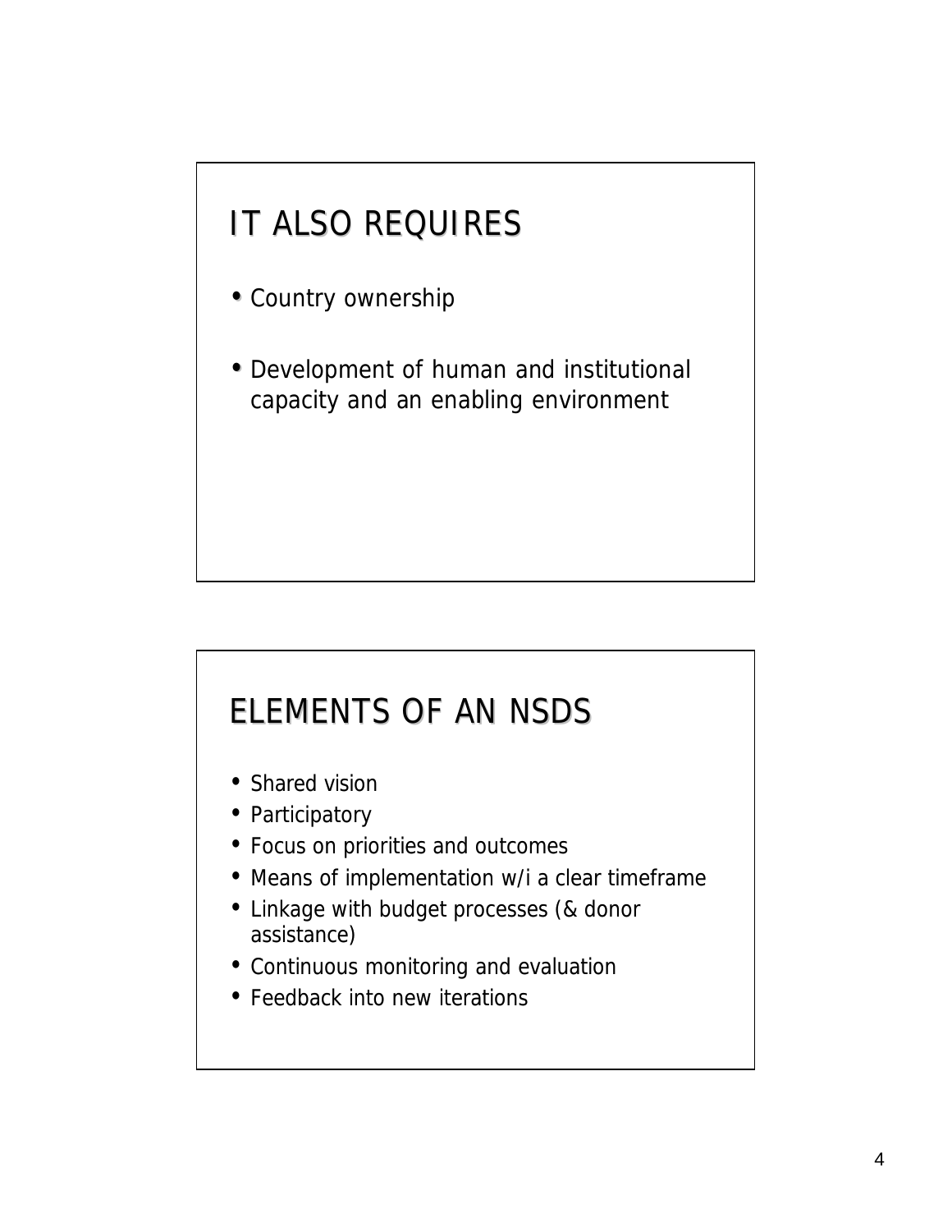## IT ALSO REQUIRES

- Country ownership
- Development of human and institutional capacity and an enabling environment

## ELEMENTS OF AN NSDS

- Shared vision
- Participatory
- Focus on priorities and outcomes
- Means of implementation w/i a clear timeframe
- Linkage with budget processes (& donor assistance)
- Continuous monitoring and evaluation
- Feedback into new iterations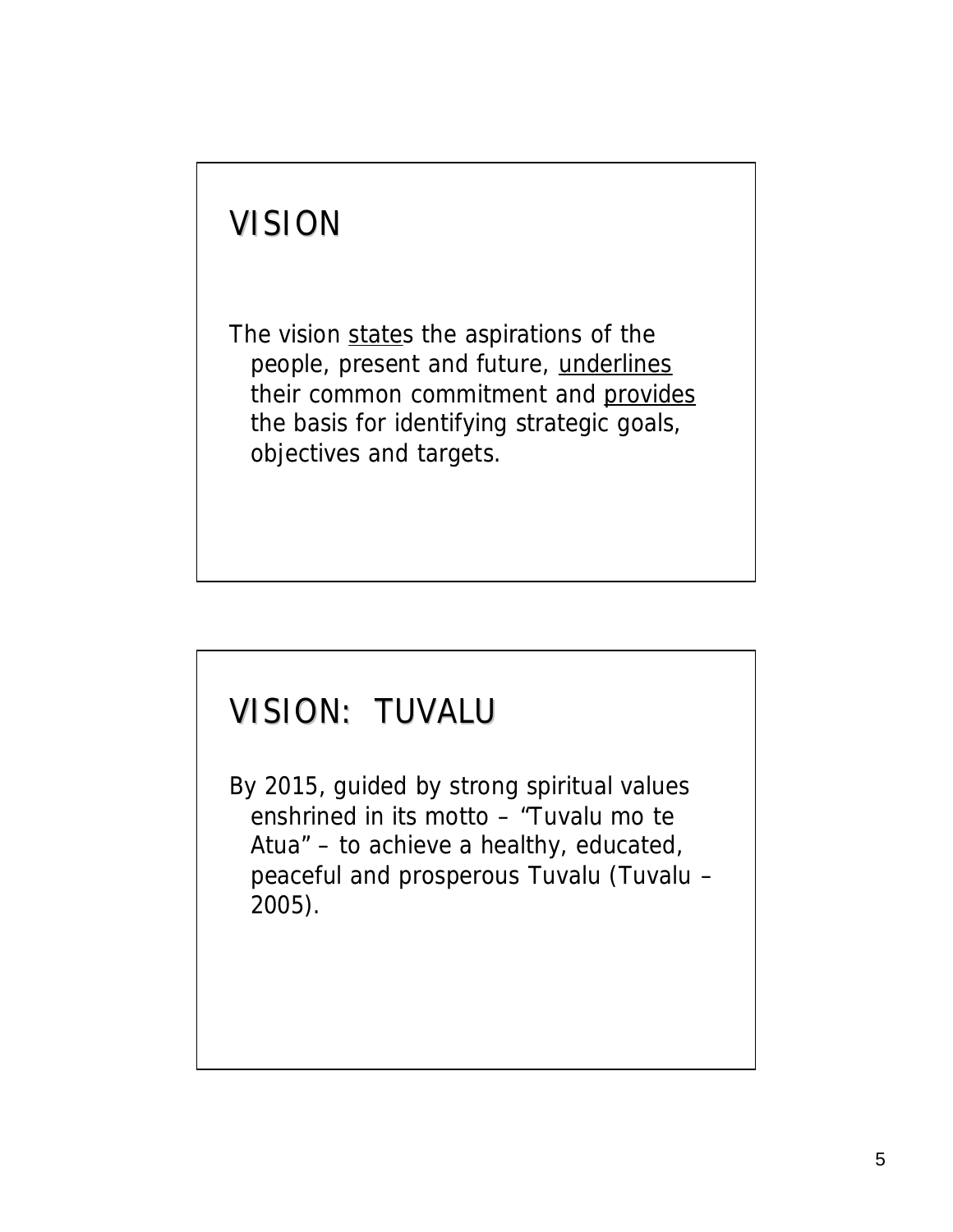## VISION

The vision <u>state</u>s the aspirations of the people, present and future, <u>underlines</u> their common commitment and <u>provides</u> the basis for identifying strategic goals, objectives and targets.

## VISION: TUVALU

By 2015, guided by strong spiritual values enshrined in its motto – "Tuvalu mo te Atua" – to achieve a healthy, educated, peaceful and prosperous Tuvalu (Tuvalu – 2005).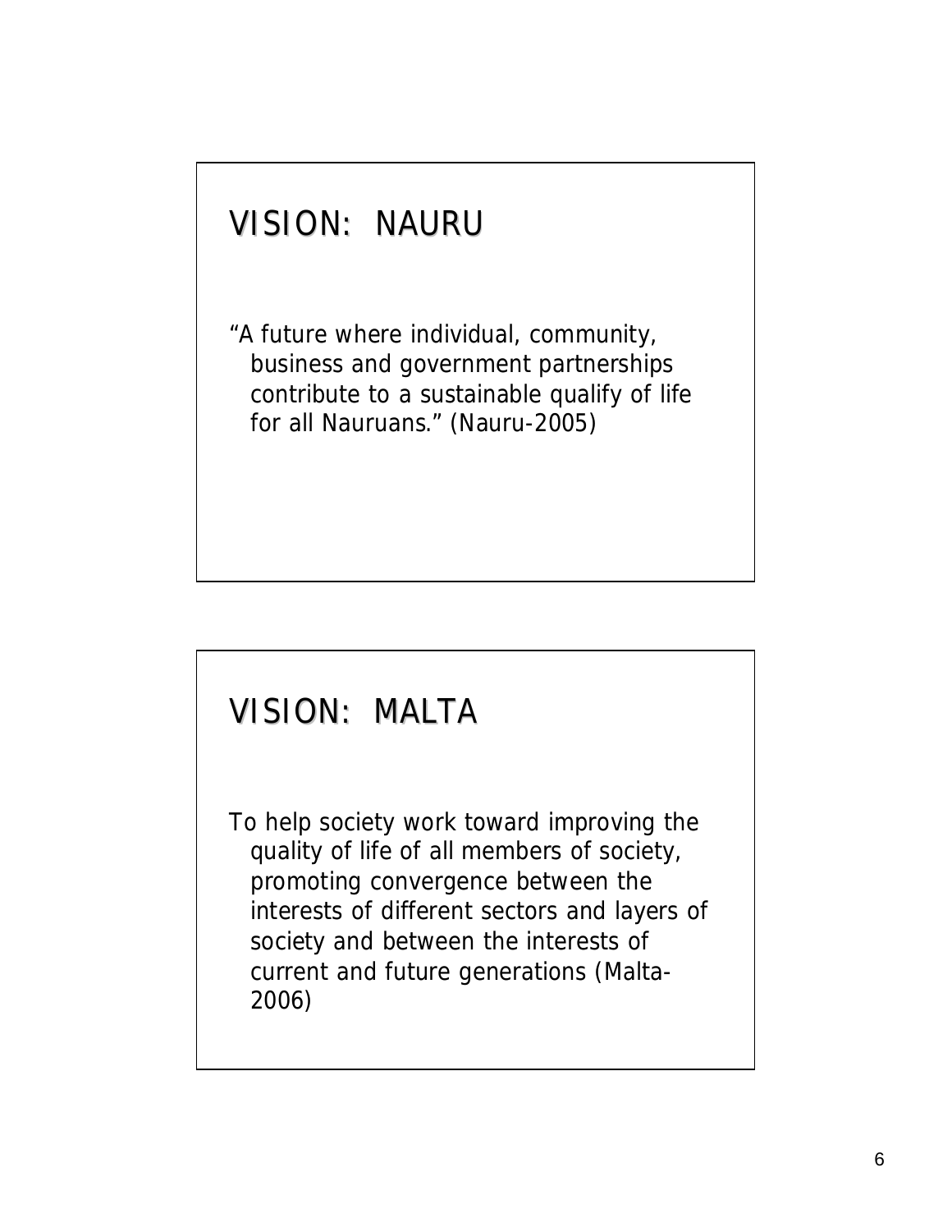## VISION: NAURU

"A future where individual, community, business and government partnerships contribute to a sustainable qualify of life for all Nauruans." (Nauru-2005)

## VISION: MALTA

To help society work toward improving the quality of life of all members of society, promoting convergence between the interests of different sectors and layers of society and between the interests of current and future generations (Malta-2006)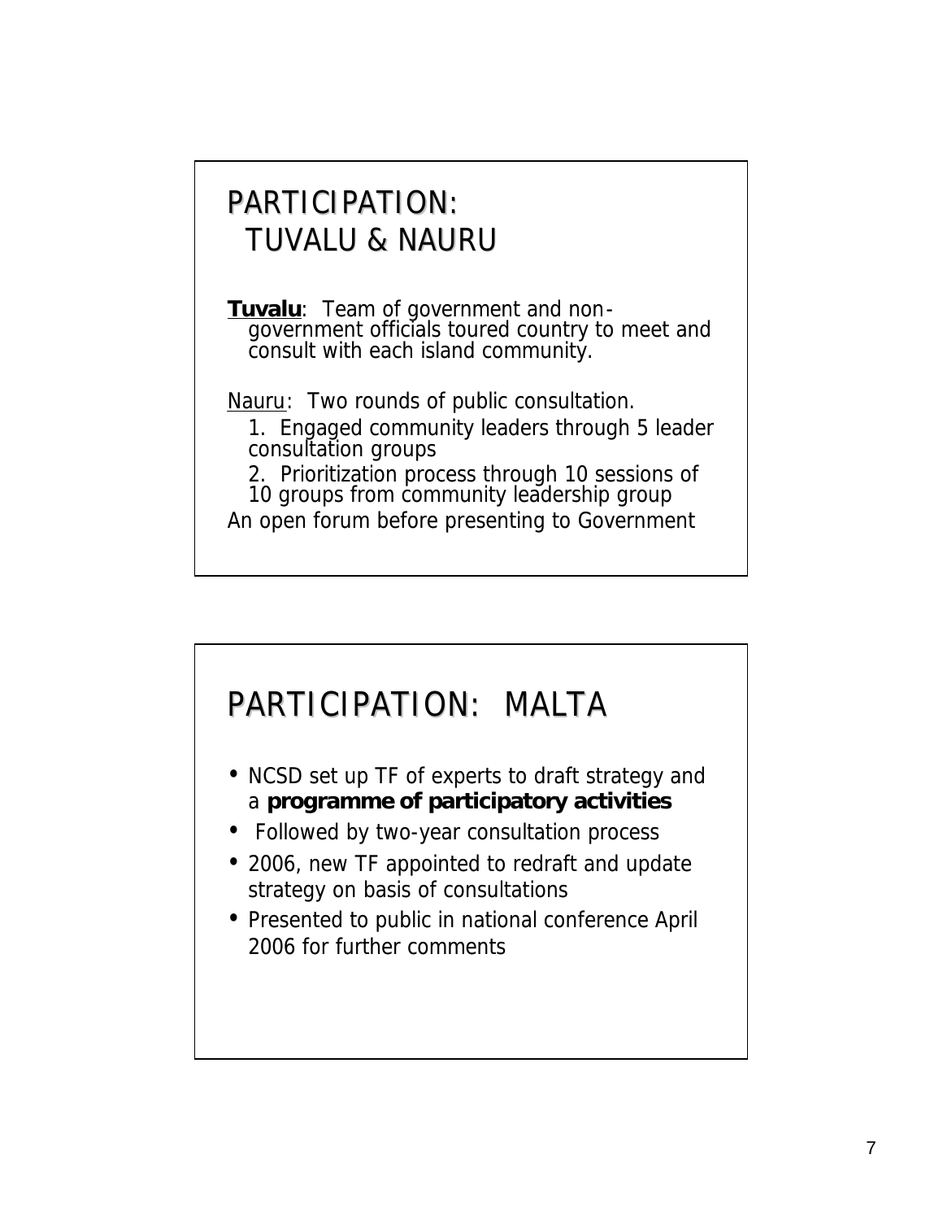## PARTICIPATION: TUVALU & NAURU

**Tuvalu**: Team of government and non-government officials toured country to meet and consult with each island community.

Nauru: Two rounds of public consultation.

1. Engaged community leaders through 5 leader consultation groups
2. Prioritization process through 10 sessions of 10 groups from community leadership group

An open forum before presenting to Government

## PARTICIPATION: MALTA

- NCSD set up TF of experts to draft strategy and a **programme of participatory activities**
- Followed by two-year consultation process
- 2006, new TF appointed to redraft and update strategy on basis of consultations
- Presented to public in national conference April 2006 for further comments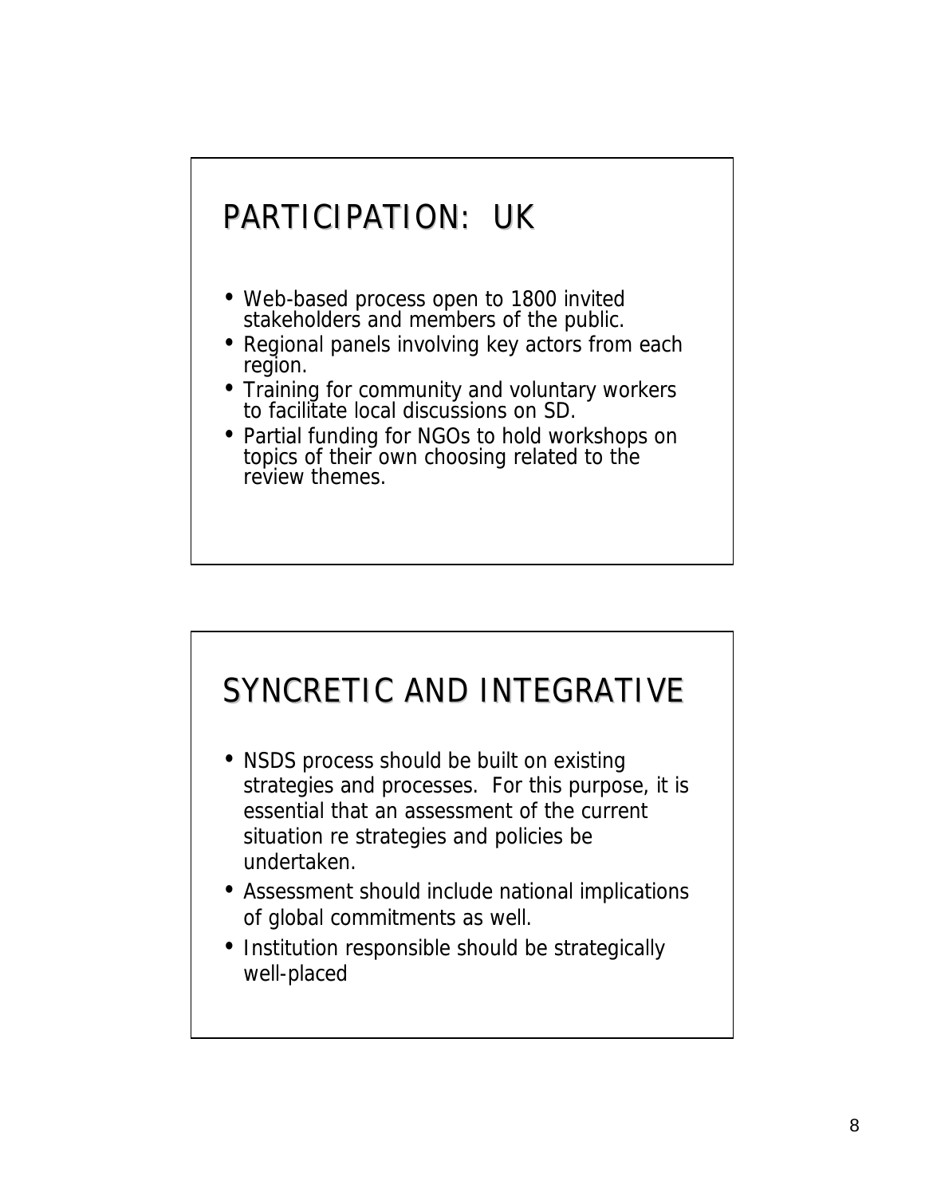## PARTICIPATION: UK

- Web-based process open to 1800 invited stakeholders and members of the public.
- Regional panels involving key actors from each region.
- Training for community and voluntary workers to facilitate local discussions on SD.
- Partial funding for NGOs to hold workshops on topics of their own choosing related to the review themes.

## SYNCRETIC AND INTEGRATIVE

- NSDS process should be built on existing strategies and processes. For this purpose, it is essential that an assessment of the current situation re strategies and policies be undertaken.
- Assessment should include national implications of global commitments as well.
- Institution responsible should be strategically well-placed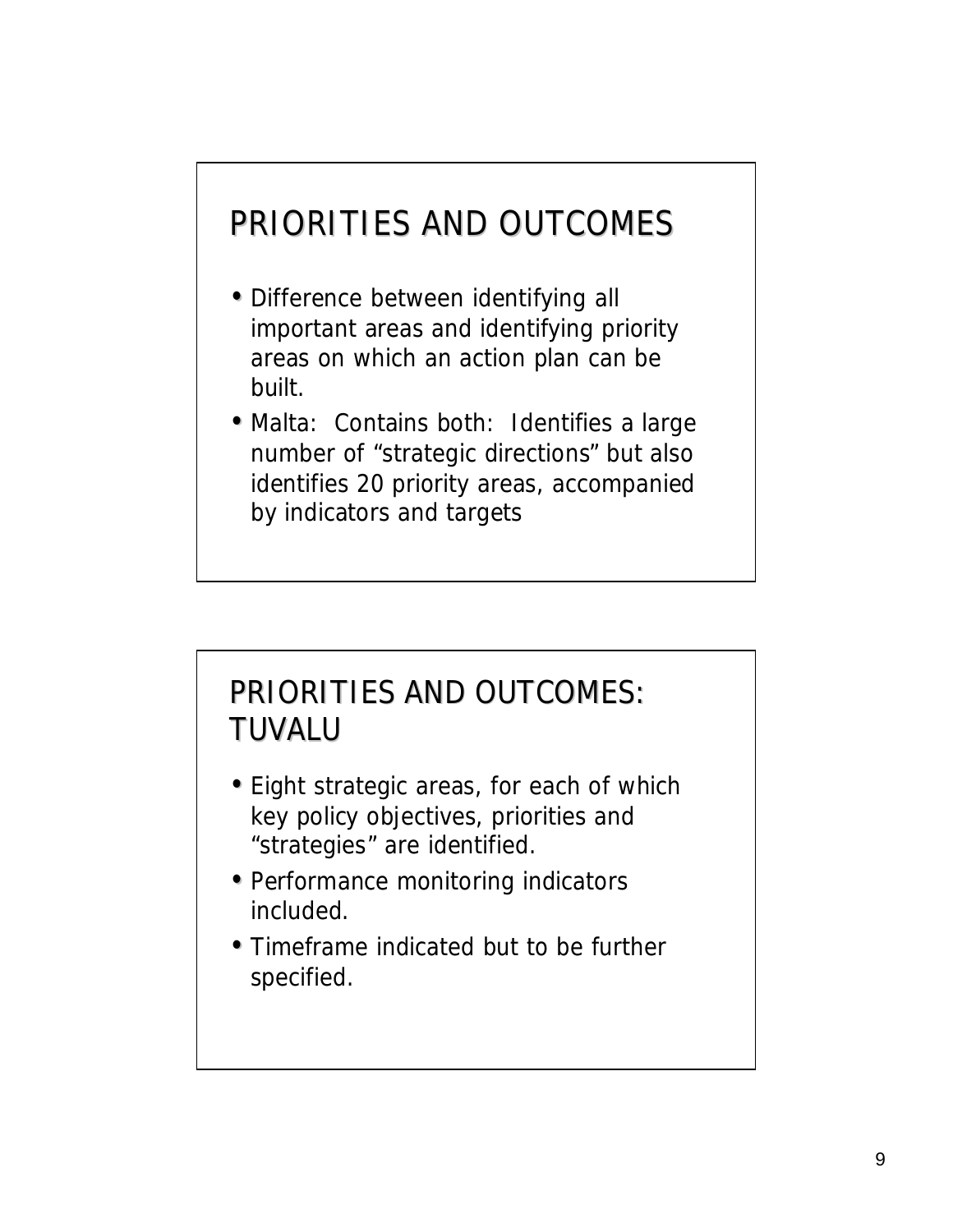## PRIORITIES AND OUTCOMES

- Difference between identifying all important areas and identifying priority areas on which an action plan can be built.
- Malta: Contains both: Identifies a large number of “strategic directions” but also identifies 20 priority areas, accompanied by indicators and targets

## PRIORITIES AND OUTCOMES: TUVALU

- Eight strategic areas, for each of which key policy objectives, priorities and “strategies” are identified.
- Performance monitoring indicators included.
- Timeframe indicated but to be further specified.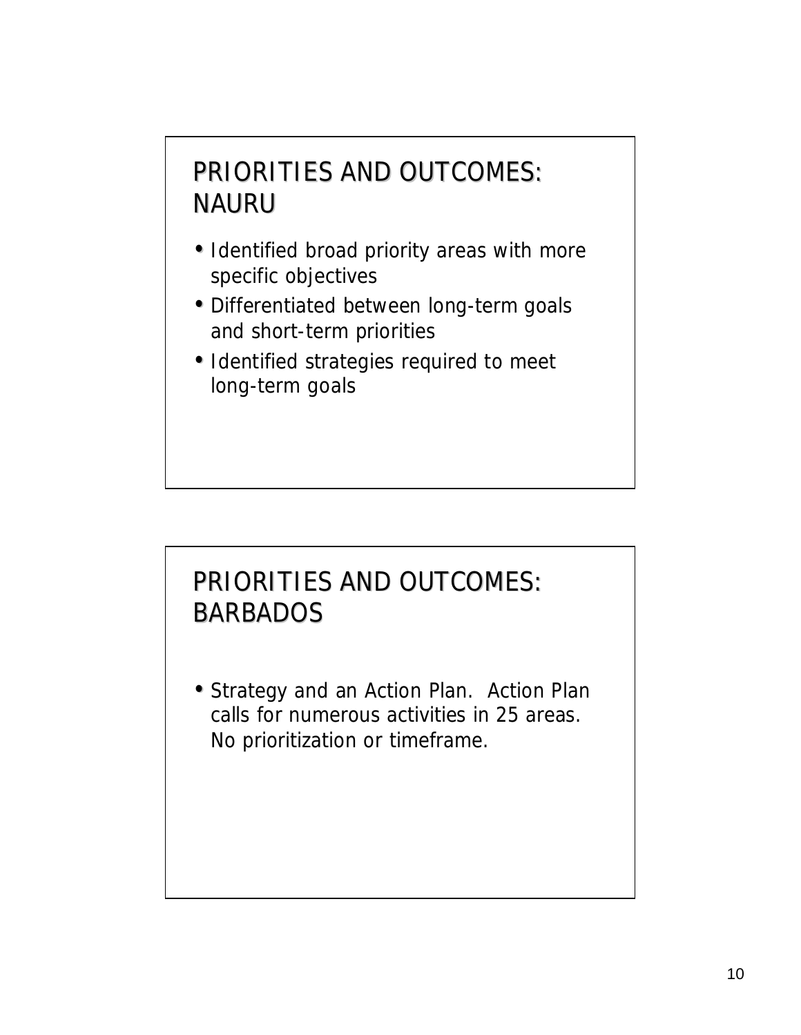## PRIORITIES AND OUTCOMES: NAURU

- Identified broad priority areas with more specific objectives
- Differentiated between long-term goals and short-term priorities
- Identified strategies required to meet long-term goals

## PRIORITIES AND OUTCOMES: BARBADOS

- Strategy and an Action Plan. Action Plan calls for numerous activities in 25 areas. No prioritization or timeframe.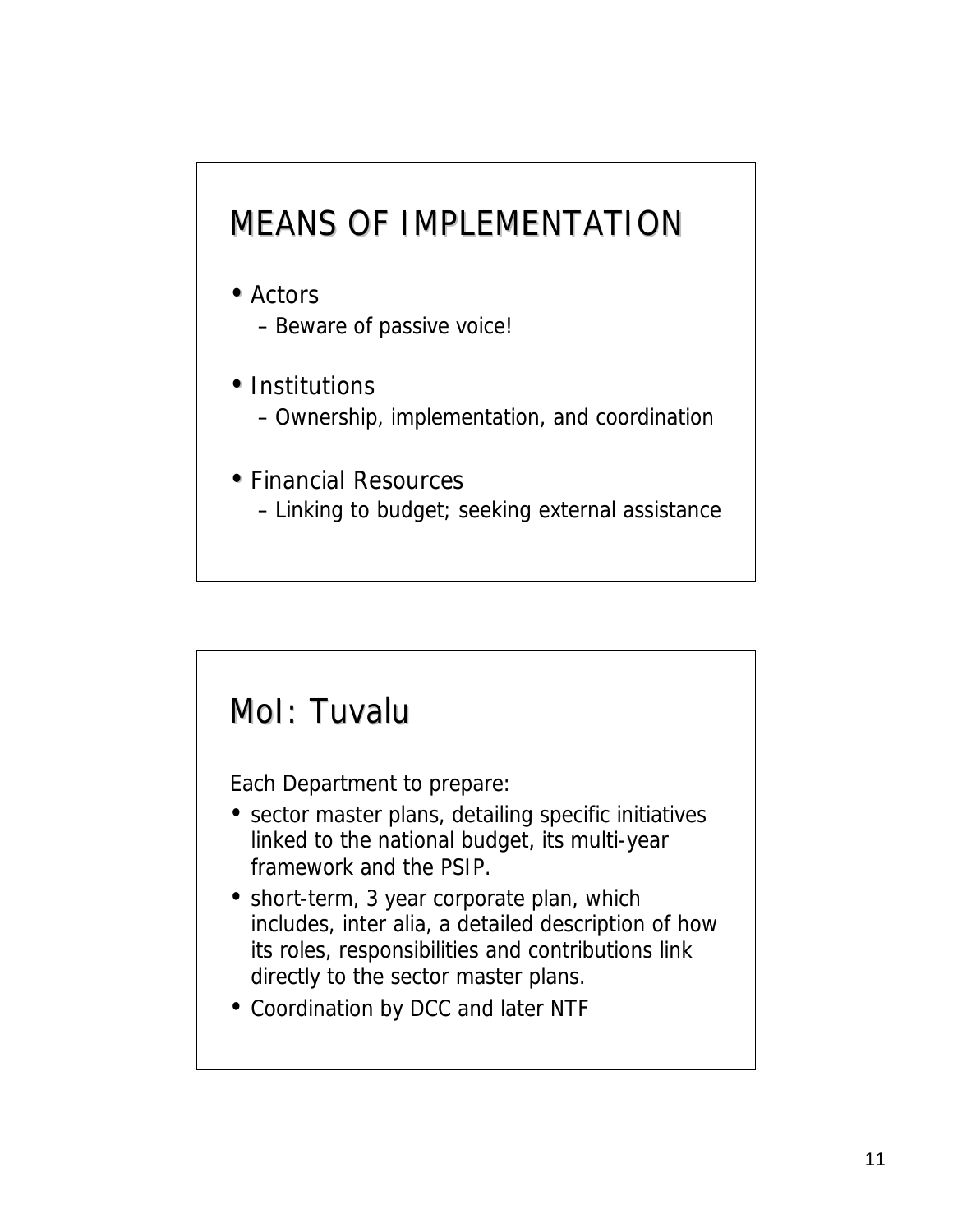## MEANS OF IMPLEMENTATION

- Actors
  - Beware of passive voice!
- Institutions
  - Ownership, implementation, and coordination
- Financial Resources
  - Linking to budget; seeking external assistance

## MoI: Tuvalu

Each Department to prepare:

- sector master plans, detailing specific initiatives linked to the national budget, its multi-year framework and the PSIP.
- short-term, 3 year corporate plan, which includes, inter alia, a detailed description of how its roles, responsibilities and contributions link directly to the sector master plans.
- Coordination by DCC and later NTF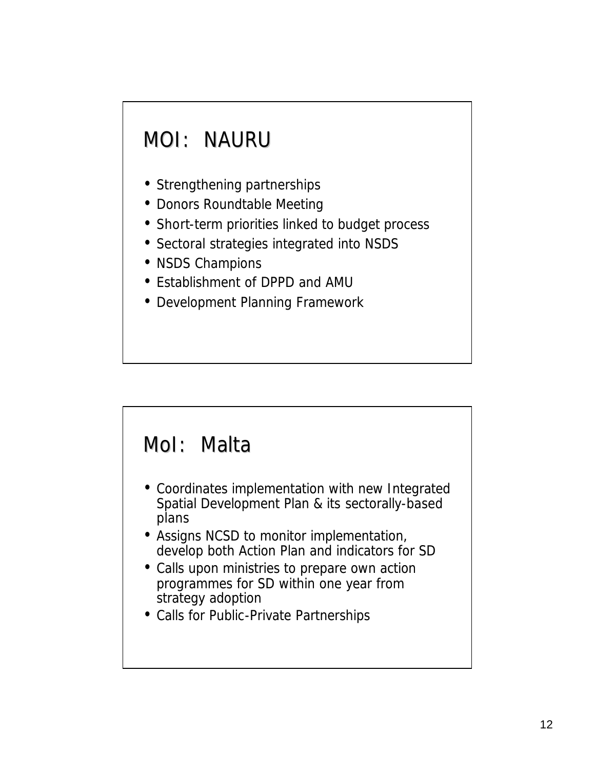## MOI: NAURU

- Strengthening partnerships
- Donors Roundtable Meeting
- Short-term priorities linked to budget process
- Sectoral strategies integrated into NSDS
- NSDS Champions
- Establishment of DPPD and AMU
- Development Planning Framework

## MoI: Malta

- Coordinates implementation with new Integrated Spatial Development Plan & its sectorally-based plans
- Assigns NCSD to monitor implementation, develop both Action Plan and indicators for SD
- Calls upon ministries to prepare own action programmes for SD within one year from strategy adoption
- Calls for Public-Private Partnerships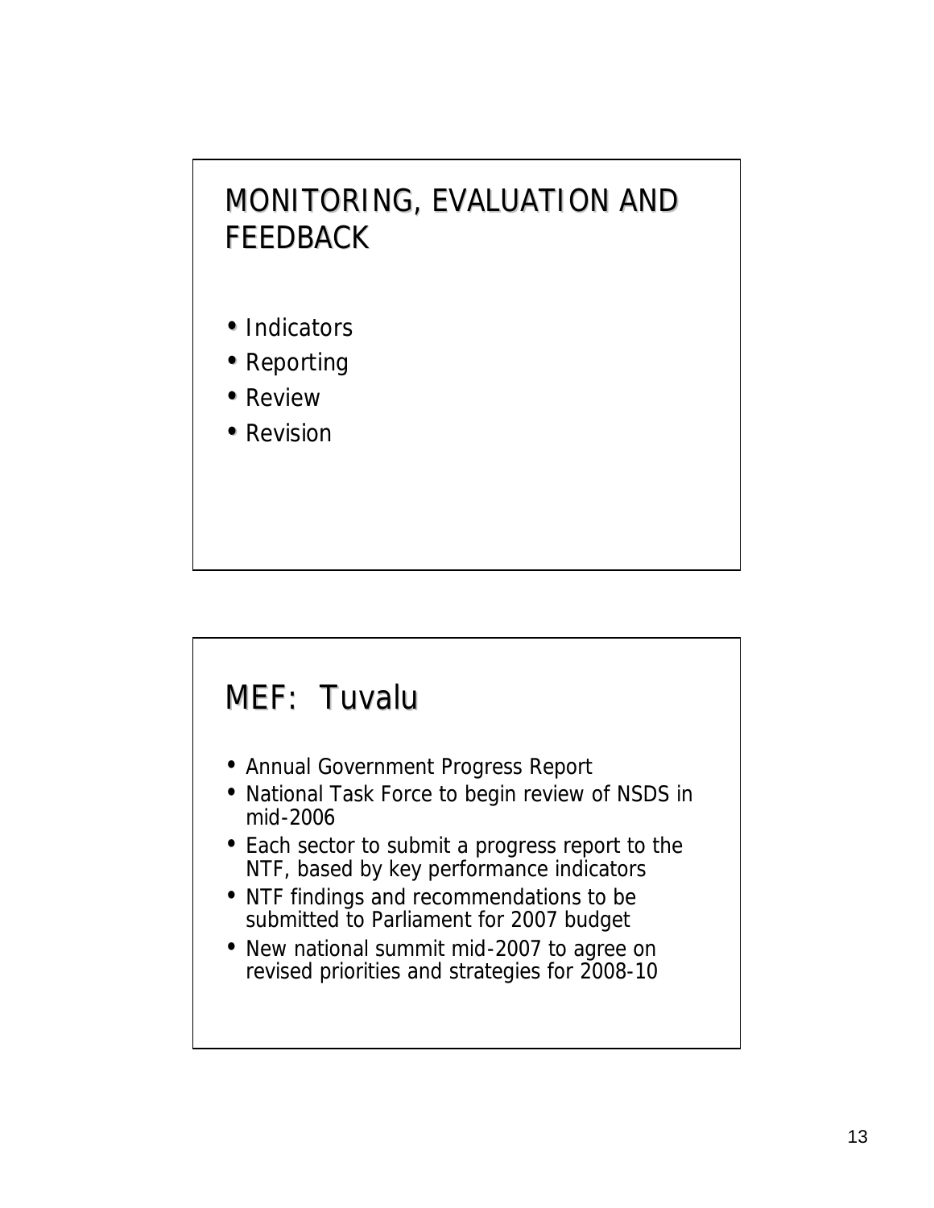## MONITORING, EVALUATION AND FEEDBACK

- Indicators
- Reporting
- Review
- Revision

## MEF: Tuvalu

- Annual Government Progress Report
- National Task Force to begin review of NSDS in mid-2006
- Each sector to submit a progress report to the NTF, based by key performance indicators
- NTF findings and recommendations to be submitted to Parliament for 2007 budget
- New national summit mid-2007 to agree on revised priorities and strategies for 2008-10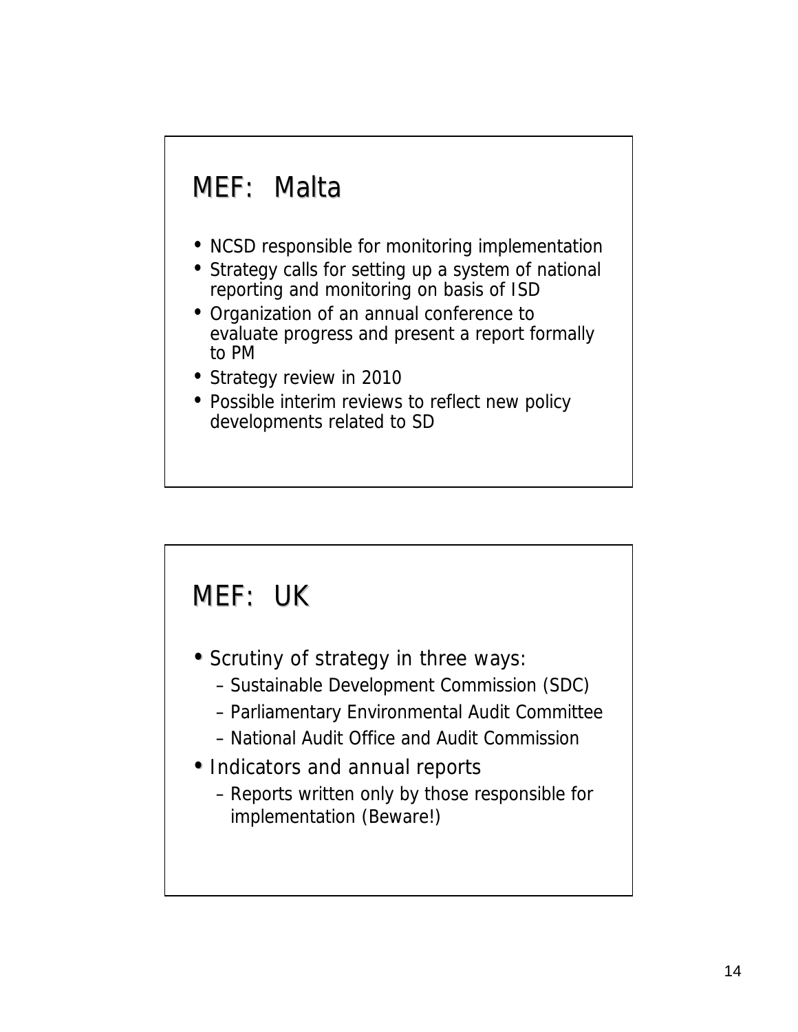## MEF: Malta

- NCSD responsible for monitoring implementation
- Strategy calls for setting up a system of national reporting and monitoring on basis of ISD
- Organization of an annual conference to evaluate progress and present a report formally to PM
- Strategy review in 2010
- Possible interim reviews to reflect new policy developments related to SD

## MEF: UK

- Scrutiny of strategy in three ways:
  - Sustainable Development Commission (SDC)
  - Parliamentary Environmental Audit Committee
  - National Audit Office and Audit Commission
- Indicators and annual reports
  - Reports written only by those responsible for implementation (Beware!)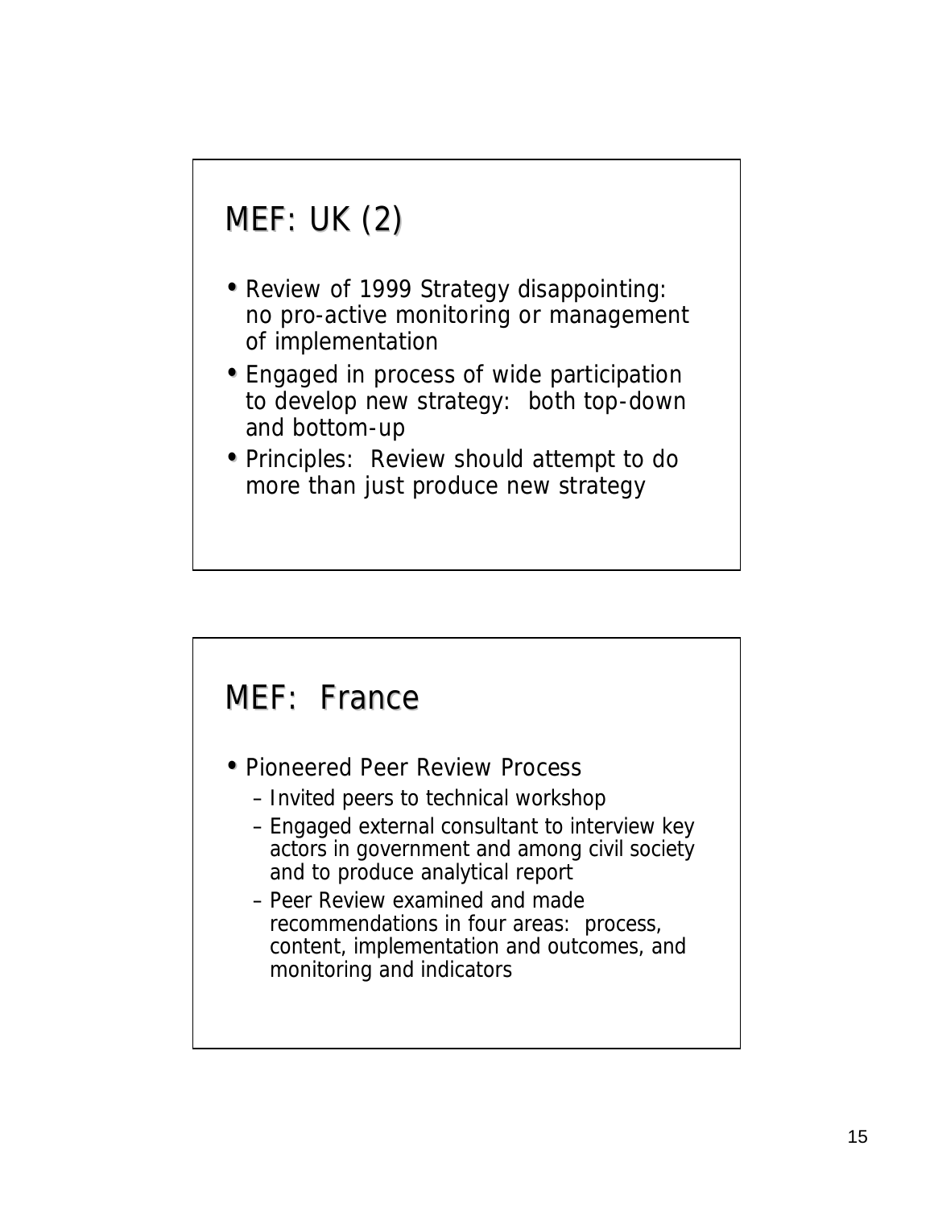## MEF: UK (2)

- Review of 1999 Strategy disappointing: no pro-active monitoring or management of implementation
- Engaged in process of wide participation to develop new strategy: both top-down and bottom-up
- Principles: Review should attempt to do more than just produce new strategy

## MEF: France

- Pioneered Peer Review Process
  - Invited peers to technical workshop
  - Engaged external consultant to interview key actors in government and among civil society and to produce analytical report
  - Peer Review examined and made recommendations in four areas: process, content, implementation and outcomes, and monitoring and indicators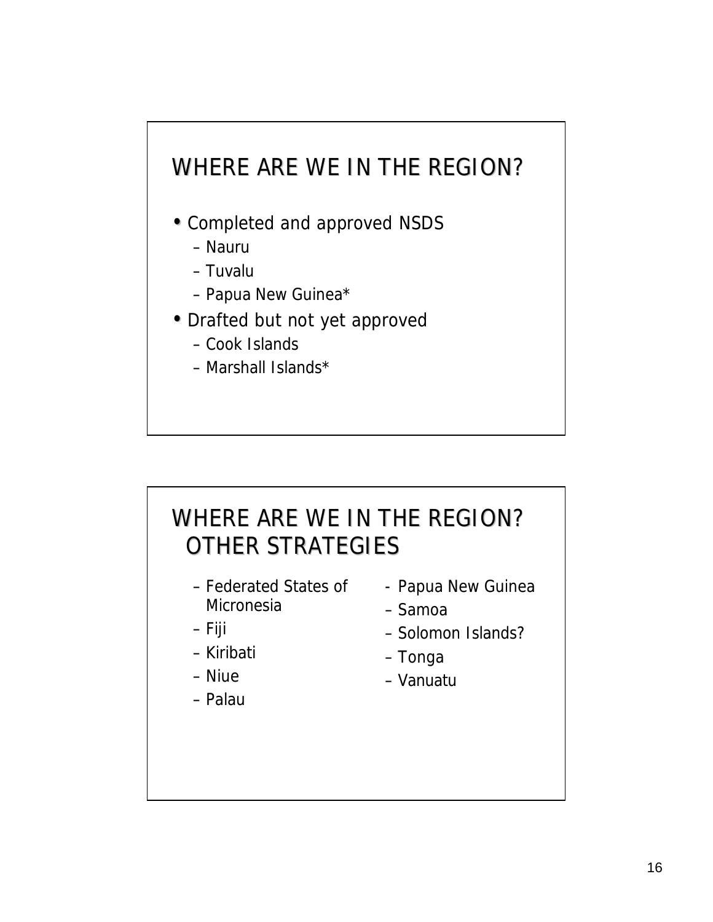## WHERE ARE WE IN THE REGION?

- Completed and approved NSDS
  - Nauru
  - Tuvalu
  - Papua New Guinea*
- Drafted but not yet approved
  - Cook Islands
  - Marshall Islands*

## WHERE ARE WE IN THE REGION? OTHER STRATEGIES

- Federated States of Micronesia
- Fiji
- Kiribati
- Niue
- Palau
- Papua New Guinea
- Samoa
- Solomon Islands?
- Tonga
- Vanuatu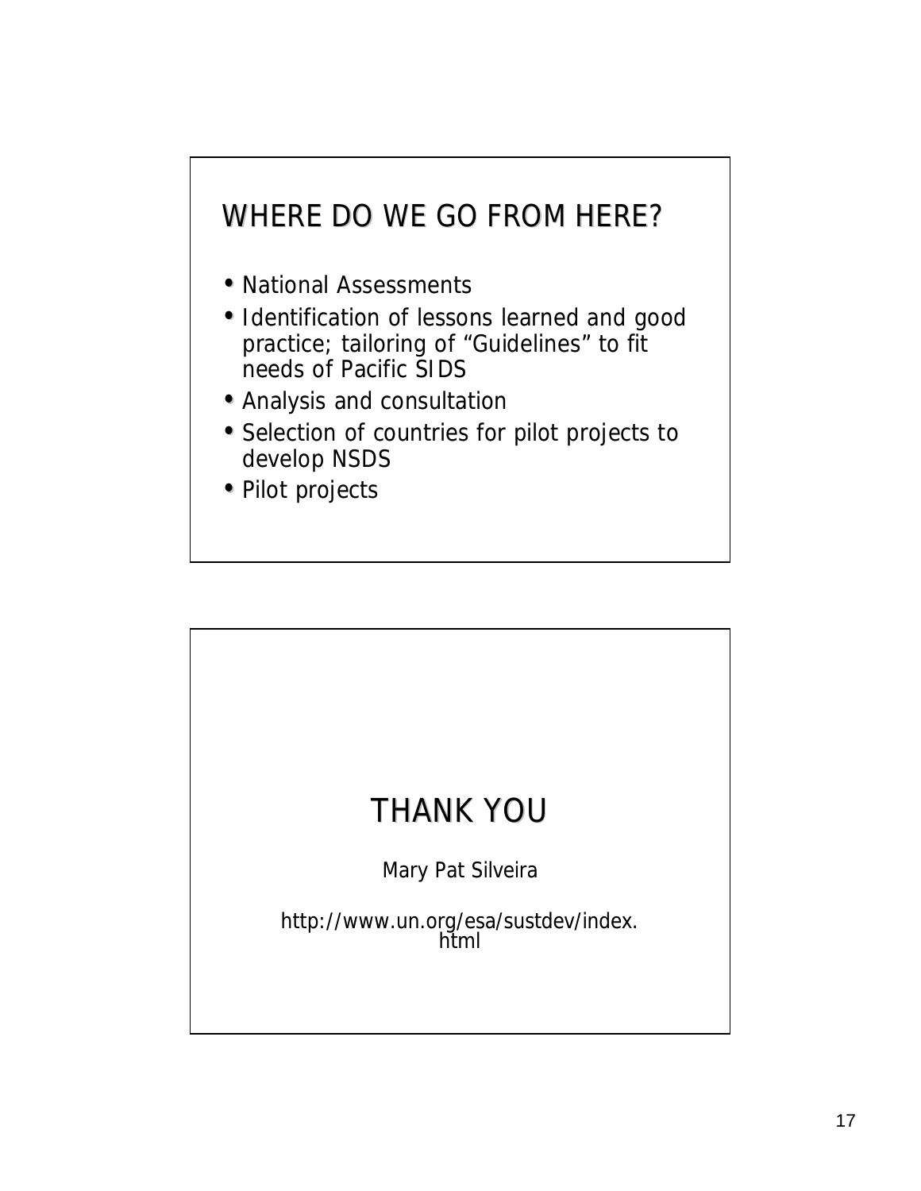## WHERE DO WE GO FROM HERE?

- National Assessments
- Identification of lessons learned and good practice; tailoring of "Guidelines" to fit needs of Pacific SIDS
- Analysis and consultation
- Selection of countries for pilot projects to develop NSDS
- Pilot projects

## THANK YOU

Mary Pat Silveira

http://www.un.org/esa/sustdev/index.html